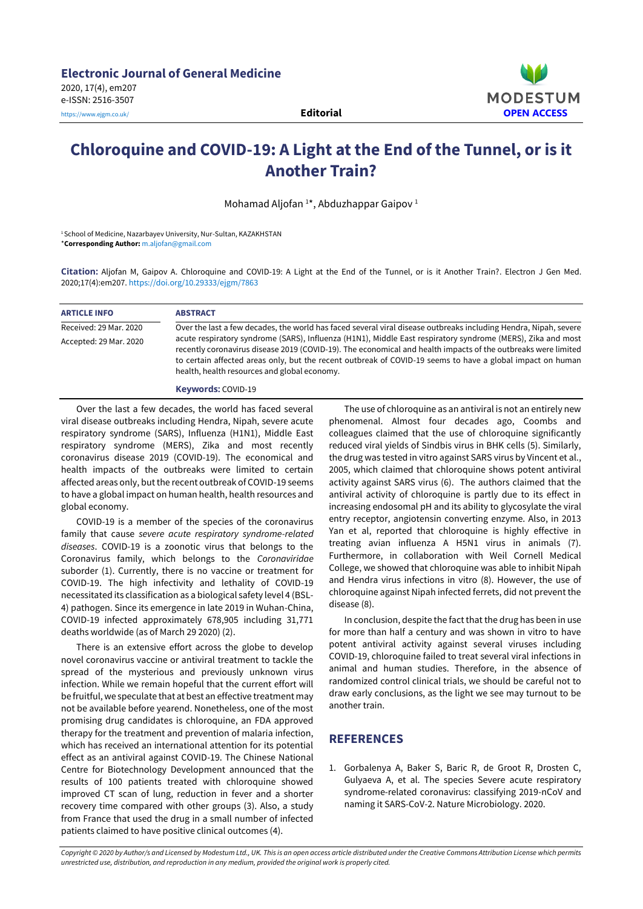**Electronic Journal of General Medicine**
2020, 17(4), em207
e-ISSN: 2516-3507
https://www.ejgm.co.uk/

**Editorial**

MODESTUM
OPEN ACCESS

# Chloroquine and COVID-19: A Light at the End of the Tunnel, or is it Another Train?

Mohamad Aljofan [1]*, Abduzhappar Gaipov [1]

[1] School of Medicine, Nazarbayev University, Nur-Sultan, KAZAKHSTAN
***Corresponding Author:** m.aljofan@gmail.com

**Citation:** Aljofan M, Gaipov A. Chloroquine and COVID-19: A Light at the End of the Tunnel, or is it Another Train?. Electron J Gen Med. 2020;17(4):em207. https://doi.org/10.29333/ejgm/7863

| ARTICLE INFO | ABSTRACT |
|---|---|
| Received: 29 Mar. 2020<br>Accepted: 29 Mar. 2020 | Over the last a few decades, the world has faced several viral disease outbreaks including Hendra, Nipah, severe acute respiratory syndrome (SARS), Influenza (H1N1), Middle East respiratory syndrome (MERS), Zika and most recently coronavirus disease 2019 (COVID-19). The economical and health impacts of the outbreaks were limited to certain affected areas only, but the recent outbreak of COVID-19 seems to have a global impact on human health, health resources and global economy. |
| | **Keywords:** COVID-19 |

Over the last a few decades, the world has faced several viral disease outbreaks including Hendra, Nipah, severe acute respiratory syndrome (SARS), Influenza (H1N1), Middle East respiratory syndrome (MERS), Zika and most recently coronavirus disease 2019 (COVID-19). The economical and health impacts of the outbreaks were limited to certain affected areas only, but the recent outbreak of COVID-19 seems to have a global impact on human health, health resources and global economy.

COVID-19 is a member of the species of the coronavirus family that cause *severe acute respiratory syndrome-related diseases*. COVID-19 is a zoonotic virus that belongs to the Coronavirus family, which belongs to the *Coronaviridae* suborder (1). Currently, there is no vaccine or treatment for COVID-19. The high infectivity and lethality of COVID-19 necessitated its classification as a biological safety level 4 (BSL-4) pathogen. Since its emergence in late 2019 in Wuhan-China, COVID-19 infected approximately 678,905 including 31,771 deaths worldwide (as of March 29 2020) (2).

There is an extensive effort across the globe to develop novel coronavirus vaccine or antiviral treatment to tackle the spread of the mysterious and previously unknown virus infection. While we remain hopeful that the current effort will be fruitful, we speculate that at best an effective treatment may not be available before yearend. Nonetheless, one of the most promising drug candidates is chloroquine, an FDA approved therapy for the treatment and prevention of malaria infection, which has received an international attention for its potential effect as an antiviral against COVID-19. The Chinese National Centre for Biotechnology Development announced that the results of 100 patients treated with chloroquine showed improved CT scan of lung, reduction in fever and a shorter recovery time compared with other groups (3). Also, a study from France that used the drug in a small number of infected patients claimed to have positive clinical outcomes (4).

The use of chloroquine as an antiviral is not an entirely new phenomenal. Almost four decades ago, Coombs and colleagues claimed that the use of chloroquine significantly reduced viral yields of Sindbis virus in BHK cells (5). Similarly, the drug was tested in vitro against SARS virus by Vincent et al., 2005, which claimed that chloroquine shows potent antiviral activity against SARS virus (6). The authors claimed that the antiviral activity of chloroquine is partly due to its effect in increasing endosomal pH and its ability to glycosylate the viral entry receptor, angiotensin converting enzyme. Also, in 2013 Yan et al, reported that chloroquine is highly effective in treating avian influenza A H5N1 virus in animals (7). Furthermore, in collaboration with Weil Cornell Medical College, we showed that chloroquine was able to inhibit Nipah and Hendra virus infections in vitro (8). However, the use of chloroquine against Nipah infected ferrets, did not prevent the disease (8).

In conclusion, despite the fact that the drug has been in use for more than half a century and was shown in vitro to have potent antiviral activity against several viruses including COVID-19, chloroquine failed to treat several viral infections in animal and human studies. Therefore, in the absence of randomized control clinical trials, we should be careful not to draw early conclusions, as the light we see may turnout to be another train.

## REFERENCES

1. Gorbalenya A, Baker S, Baric R, de Groot R, Drosten C, Gulyaeva A, et al. The species Severe acute respiratory syndrome-related coronavirus: classifying 2019-nCoV and naming it SARS-CoV-2. Nature Microbiology. 2020.

*Copyright © 2020 by Author/s and Licensed by Modestum Ltd., UK. This is an open access article distributed under the Creative Commons Attribution License which permits unrestricted use, distribution, and reproduction in any medium, provided the original work is properly cited.*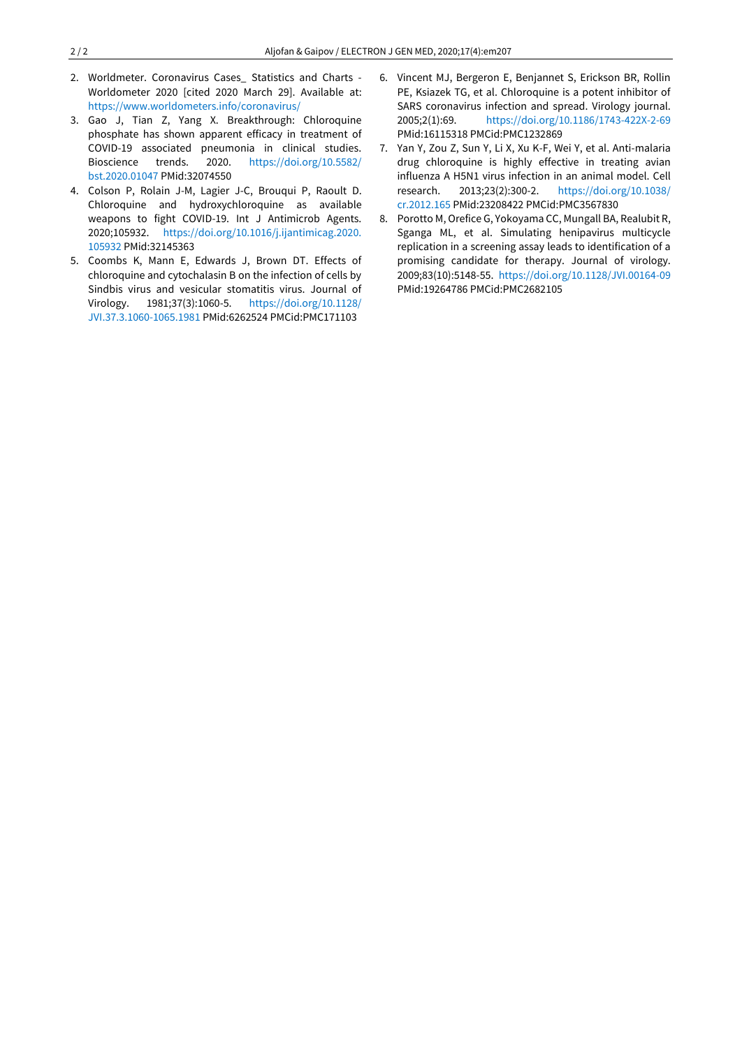2. Worldmeter. Coronavirus Cases_ Statistics and Charts - Worldometer 2020 [cited 2020 March 29]. Available at: https://www.worldometers.info/coronavirus/
3. Gao J, Tian Z, Yang X. Breakthrough: Chloroquine phosphate has shown apparent efficacy in treatment of COVID-19 associated pneumonia in clinical studies. Bioscience trends. 2020. https://doi.org/10.5582/bst.2020.01047 PMid:32074550
4. Colson P, Rolain J-M, Lagier J-C, Brouqui P, Raoult D. Chloroquine and hydroxychloroquine as available weapons to fight COVID-19. Int J Antimicrob Agents. 2020;105932. https://doi.org/10.1016/j.ijantimicag.2020.105932 PMid:32145363
5. Coombs K, Mann E, Edwards J, Brown DT. Effects of chloroquine and cytochalasin B on the infection of cells by Sindbis virus and vesicular stomatitis virus. Journal of Virology. 1981;37(3):1060-5. https://doi.org/10.1128/JVI.37.3.1060-1065.1981 PMid:6262524 PMCid:PMC171103
6. Vincent MJ, Bergeron E, Benjannet S, Erickson BR, Rollin PE, Ksiazek TG, et al. Chloroquine is a potent inhibitor of SARS coronavirus infection and spread. Virology journal. 2005;2(1):69. https://doi.org/10.1186/1743-422X-2-69 PMid:16115318 PMCid:PMC1232869
7. Yan Y, Zou Z, Sun Y, Li X, Xu K-F, Wei Y, et al. Anti-malaria drug chloroquine is highly effective in treating avian influenza A H5N1 virus infection in an animal model. Cell research. 2013;23(2):300-2. https://doi.org/10.1038/cr.2012.165 PMid:23208422 PMCid:PMC3567830
8. Porotto M, Orefice G, Yokoyama CC, Mungall BA, Realubit R, Sganga ML, et al. Simulating henipavirus multicycle replication in a screening assay leads to identification of a promising candidate for therapy. Journal of virology. 2009;83(10):5148-55. https://doi.org/10.1128/JVI.00164-09 PMid:19264786 PMCid:PMC2682105